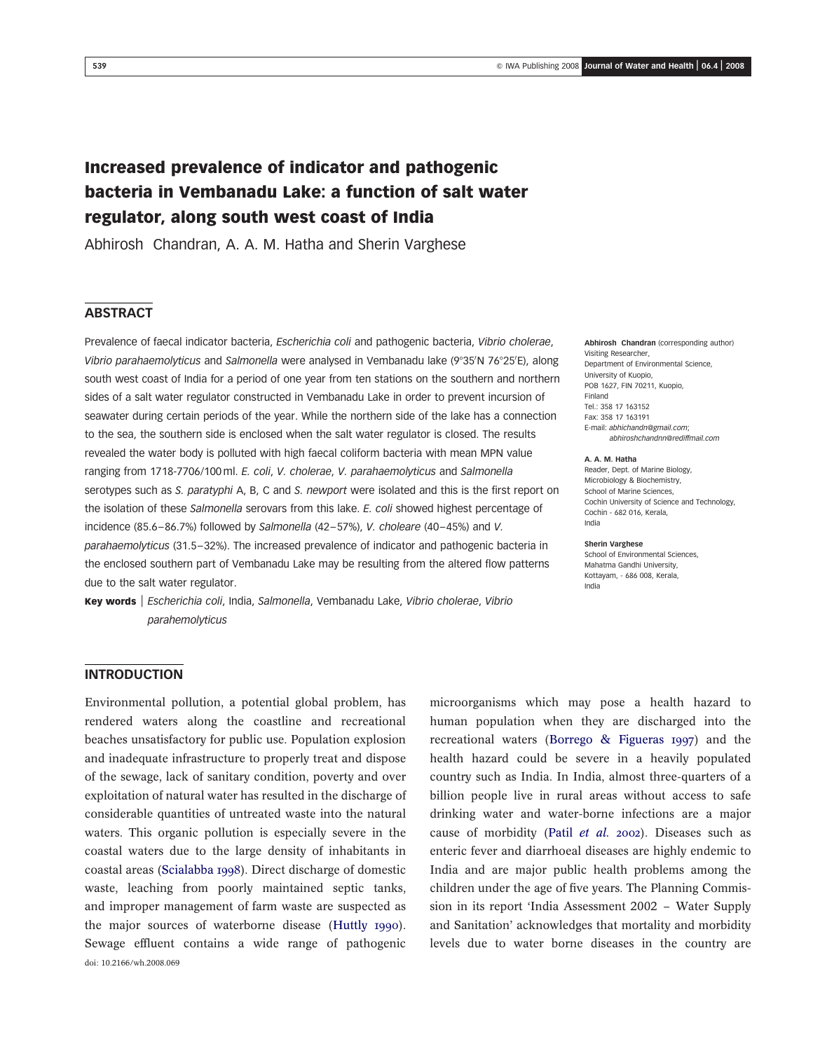# Increased prevalence of indicator and pathogenic bacteria in Vembanadu Lake: a function of salt water regulator, along south west coast of India

Abhirosh Chandran, A. A. M. Hatha and Sherin Varghese

## ABSTRACT

Prevalence of faecal indicator bacteria, *Escherichia coli* and pathogenic bacteria, *Vibrio cholerae*, *Vibrio parahaemolyticus* and *Salmonella* were analysed in Vembanadu lake (9°35′N 76°25′E), along south west coast of India for a period of one year from ten stations on the southern and northern sides of a salt water regulator constructed in Vembanadu Lake in order to prevent incursion of seawater during certain periods of the year. While the northern side of the lake has a connection to the sea, the southern side is enclosed when the salt water regulator is closed. The results revealed the water body is polluted with high faecal coliform bacteria with mean MPN value ranging from 1718-7706/100 ml. *E. coli*, *V. cholerae*, *V. parahaemolyticus* and *Salmonella* serotypes such as *S. paratyphi* A, B, C and *S. newport* were isolated and this is the first report on the isolation of these *Salmonella* serovars from this lake. *E. coli* showed highest percentage of incidence (85.6–86.7%) followed by *Salmonella* (42–57%), *V. choleare* (40–45%) and *V. parahaemolyticus* (31.5–32%). The increased prevalence of indicator and pathogenic bacteria in the enclosed southern part of Vembanadu Lake may be resulting from the altered flow patterns due to the salt water regulator.

**Key words** | *Escherichia coli*, India, *Salmonella*, Vembanadu Lake, *Vibrio cholerae*, *Vibrio parahemolyticus*

**Abhirosh Chandran** (corresponding author)
Visiting Researcher,
Department of Environmental Science,
University of Kuopio,
POB 1627, FIN 70211, Kuopio,
Finland
Tel.: 358 17 163152
Fax: 358 17 163191
E-mail: *abhichandn@gmail.com*; *abhiroshchandnn@rediffmail.com*

**A. A. M. Hatha**
Reader, Dept. of Marine Biology,
Microbiology & Biochemistry,
School of Marine Sciences,
Cochin University of Science and Technology,
Cochin - 682 016, Kerala,
India

**Sherin Varghese**
School of Environmental Sciences,
Mahatma Gandhi University,
Kottayam, - 686 008, Kerala,
India

## INTRODUCTION

Environmental pollution, a potential global problem, has rendered waters along the coastline and recreational beaches unsatisfactory for public use. Population explosion and inadequate infrastructure to properly treat and dispose of the sewage, lack of sanitary condition, poverty and over exploitation of natural water has resulted in the discharge of considerable quantities of untreated waste into the natural waters. This organic pollution is especially severe in the coastal waters due to the large density of inhabitants in coastal areas (Scialabba 1998). Direct discharge of domestic waste, leaching from poorly maintained septic tanks, and improper management of farm waste are suspected as the major sources of waterborne disease (Huttly 1990). Sewage effluent contains a wide range of pathogenic microorganisms which may pose a health hazard to human population when they are discharged into the recreational waters (Borrego & Figueras 1997) and the health hazard could be severe in a heavily populated country such as India. In India, almost three-quarters of a billion people live in rural areas without access to safe drinking water and water-borne infections are a major cause of morbidity (Patil *et al.* 2002). Diseases such as enteric fever and diarrhoeal diseases are highly endemic to India and are major public health problems among the children under the age of five years. The Planning Commission in its report 'India Assessment 2002 – Water Supply and Sanitation' acknowledges that mortality and morbidity levels due to water borne diseases in the country are

doi: 10.2166/wh.2008.069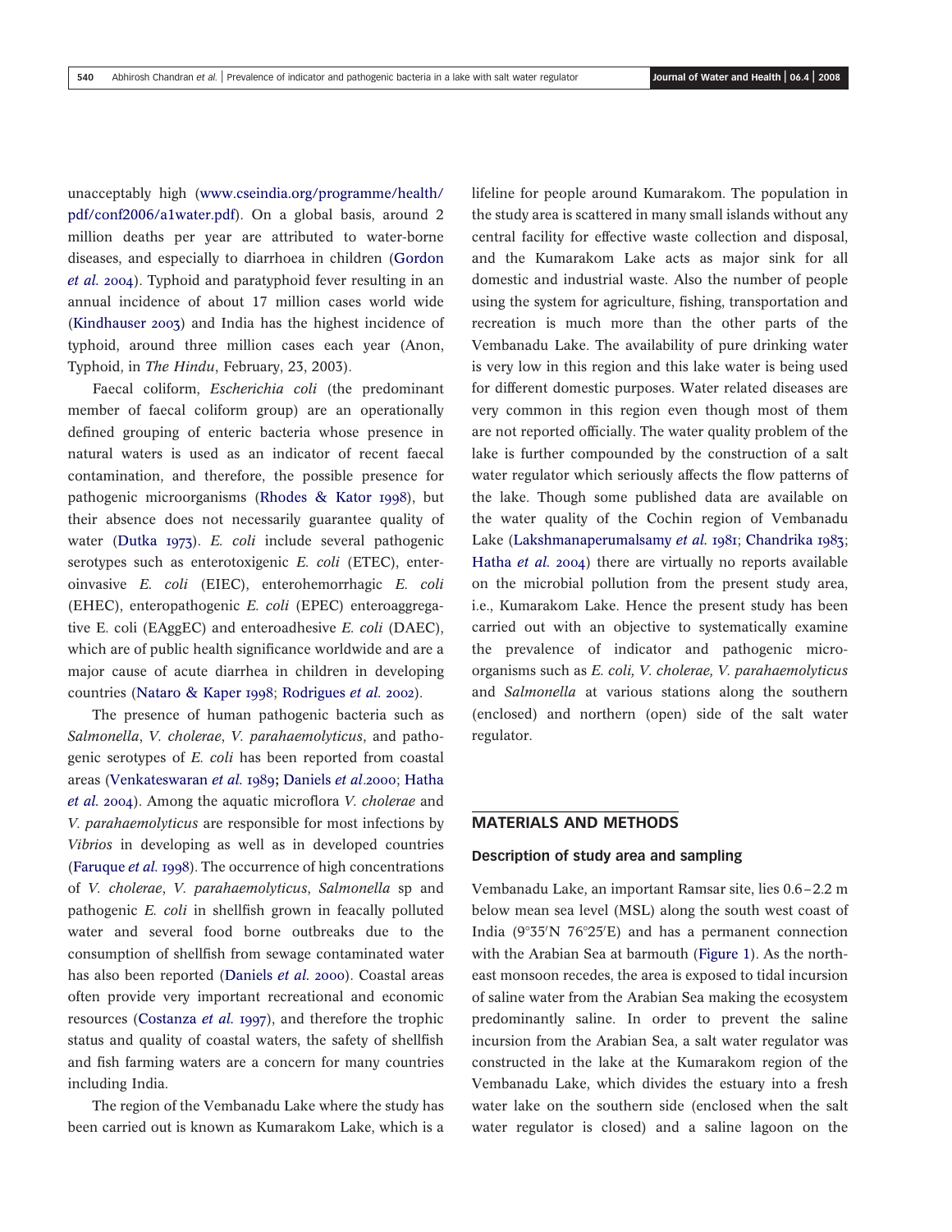unacceptably high (www.cseindia.org/programme/health/pdf/conf2006/a1water.pdf). On a global basis, around 2 million deaths per year are attributed to water-borne diseases, and especially to diarrhoea in children (Gordon *et al.* 2004). Typhoid and paratyphoid fever resulting in an annual incidence of about 17 million cases world wide (Kindhauser 2003) and India has the highest incidence of typhoid, around three million cases each year (Anon, Typhoid, in *The Hindu*, February, 23, 2003).

Faecal coliform, *Escherichia coli* (the predominant member of faecal coliform group) are an operationally defined grouping of enteric bacteria whose presence in natural waters is used as an indicator of recent faecal contamination, and therefore, the possible presence for pathogenic microorganisms (Rhodes & Kator 1998), but their absence does not necessarily guarantee quality of water (Dutka 1973). *E. coli* include several pathogenic serotypes such as enterotoxigenic *E. coli* (ETEC), enteroinvasive *E. coli* (EIEC), enterohemorrhagic *E. coli* (EHEC), enteropathogenic *E. coli* (EPEC) enteroaggregative E. coli (EAggEC) and enteroadhesive *E. coli* (DAEC), which are of public health significance worldwide and are a major cause of acute diarrhea in children in developing countries (Nataro & Kaper 1998; Rodrigues *et al.* 2002).

The presence of human pathogenic bacteria such as *Salmonella*, *V. cholerae*, *V. parahaemolyticus*, and pathogenic serotypes of *E. coli* has been reported from coastal areas (Venkateswaran *et al.* 1989; Daniels *et al.*2000; Hatha *et al.* 2004). Among the aquatic microflora *V. cholerae* and *V. parahaemolyticus* are responsible for most infections by *Vibrios* in developing as well as in developed countries (Faruque *et al.* 1998). The occurrence of high concentrations of *V. cholerae*, *V. parahaemolyticus*, *Salmonella* sp and pathogenic *E. coli* in shellfish grown in feacally polluted water and several food borne outbreaks due to the consumption of shellfish from sewage contaminated water has also been reported (Daniels *et al.* 2000). Coastal areas often provide very important recreational and economic resources (Costanza *et al.* 1997), and therefore the trophic status and quality of coastal waters, the safety of shellfish and fish farming waters are a concern for many countries including India.

The region of the Vembanadu Lake where the study has been carried out is known as Kumarakom Lake, which is a lifeline for people around Kumarakom. The population in the study area is scattered in many small islands without any central facility for effective waste collection and disposal, and the Kumarakom Lake acts as major sink for all domestic and industrial waste. Also the number of people using the system for agriculture, fishing, transportation and recreation is much more than the other parts of the Vembanadu Lake. The availability of pure drinking water is very low in this region and this lake water is being used for different domestic purposes. Water related diseases are very common in this region even though most of them are not reported officially. The water quality problem of the lake is further compounded by the construction of a salt water regulator which seriously affects the flow patterns of the lake. Though some published data are available on the water quality of the Cochin region of Vembanadu Lake (Lakshmanaperumalsamy *et al.* 1981; Chandrika 1983; Hatha *et al.* 2004) there are virtually no reports available on the microbial pollution from the present study area, i.e., Kumarakom Lake. Hence the present study has been carried out with an objective to systematically examine the prevalence of indicator and pathogenic microorganisms such as *E. coli, V. cholerae, V. parahaemolyticus* and *Salmonella* at various stations along the southern (enclosed) and northern (open) side of the salt water regulator.

## MATERIALS AND METHODS

### Description of study area and sampling

Vembanadu Lake, an important Ramsar site, lies 0.6–2.2 m below mean sea level (MSL) along the south west coast of India (9°35′N 76°25′E) and has a permanent connection with the Arabian Sea at barmouth (Figure 1). As the north-east monsoon recedes, the area is exposed to tidal incursion of saline water from the Arabian Sea making the ecosystem predominantly saline. In order to prevent the saline incursion from the Arabian Sea, a salt water regulator was constructed in the lake at the Kumarakom region of the Vembanadu Lake, which divides the estuary into a fresh water lake on the southern side (enclosed when the salt water regulator is closed) and a saline lagoon on the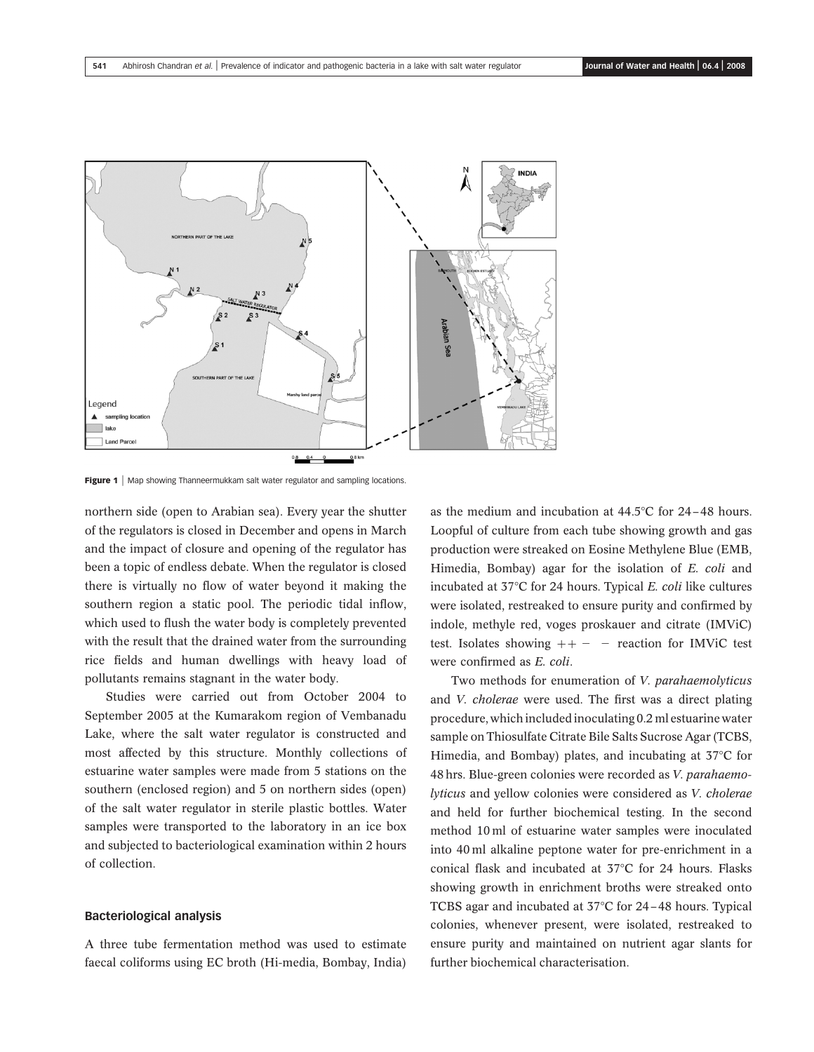Figure 1 | Map showing Thanneermukkam salt water regulator and sampling locations.

northern side (open to Arabian sea). Every year the shutter of the regulators is closed in December and opens in March and the impact of closure and opening of the regulator has been a topic of endless debate. When the regulator is closed there is virtually no flow of water beyond it making the southern region a static pool. The periodic tidal inflow, which used to flush the water body is completely prevented with the result that the drained water from the surrounding rice fields and human dwellings with heavy load of pollutants remains stagnant in the water body.

Studies were carried out from October 2004 to September 2005 at the Kumarakom region of Vembanadu Lake, where the salt water regulator is constructed and most affected by this structure. Monthly collections of estuarine water samples were made from 5 stations on the southern (enclosed region) and 5 on northern sides (open) of the salt water regulator in sterile plastic bottles. Water samples were transported to the laboratory in an ice box and subjected to bacteriological examination within 2 hours of collection.

### Bacteriological analysis

A three tube fermentation method was used to estimate faecal coliforms using EC broth (Hi-media, Bombay, India) as the medium and incubation at 44.5°C for 24–48 hours. Loopful of culture from each tube showing growth and gas production were streaked on Eosine Methylene Blue (EMB, Himedia, Bombay) agar for the isolation of *E. coli* and incubated at 37°C for 24 hours. Typical *E. coli* like cultures were isolated, restreaked to ensure purity and confirmed by indole, methyle red, voges proskauer and citrate (IMViC) test. Isolates showing ++ − − reaction for IMViC test were confirmed as *E. coli*.

Two methods for enumeration of *V. parahaemolyticus* and *V. cholerae* were used. The first was a direct plating procedure, which included inoculating 0.2 ml estuarine water sample on Thiosulfate Citrate Bile Salts Sucrose Agar (TCBS, Himedia, and Bombay) plates, and incubating at 37°C for 48 hrs. Blue-green colonies were recorded as *V. parahaemolyticus* and yellow colonies were considered as *V. cholerae* and held for further biochemical testing. In the second method 10 ml of estuarine water samples were inoculated into 40 ml alkaline peptone water for pre-enrichment in a conical flask and incubated at 37°C for 24 hours. Flasks showing growth in enrichment broths were streaked onto TCBS agar and incubated at 37°C for 24–48 hours. Typical colonies, whenever present, were isolated, restreaked to ensure purity and maintained on nutrient agar slants for further biochemical characterisation.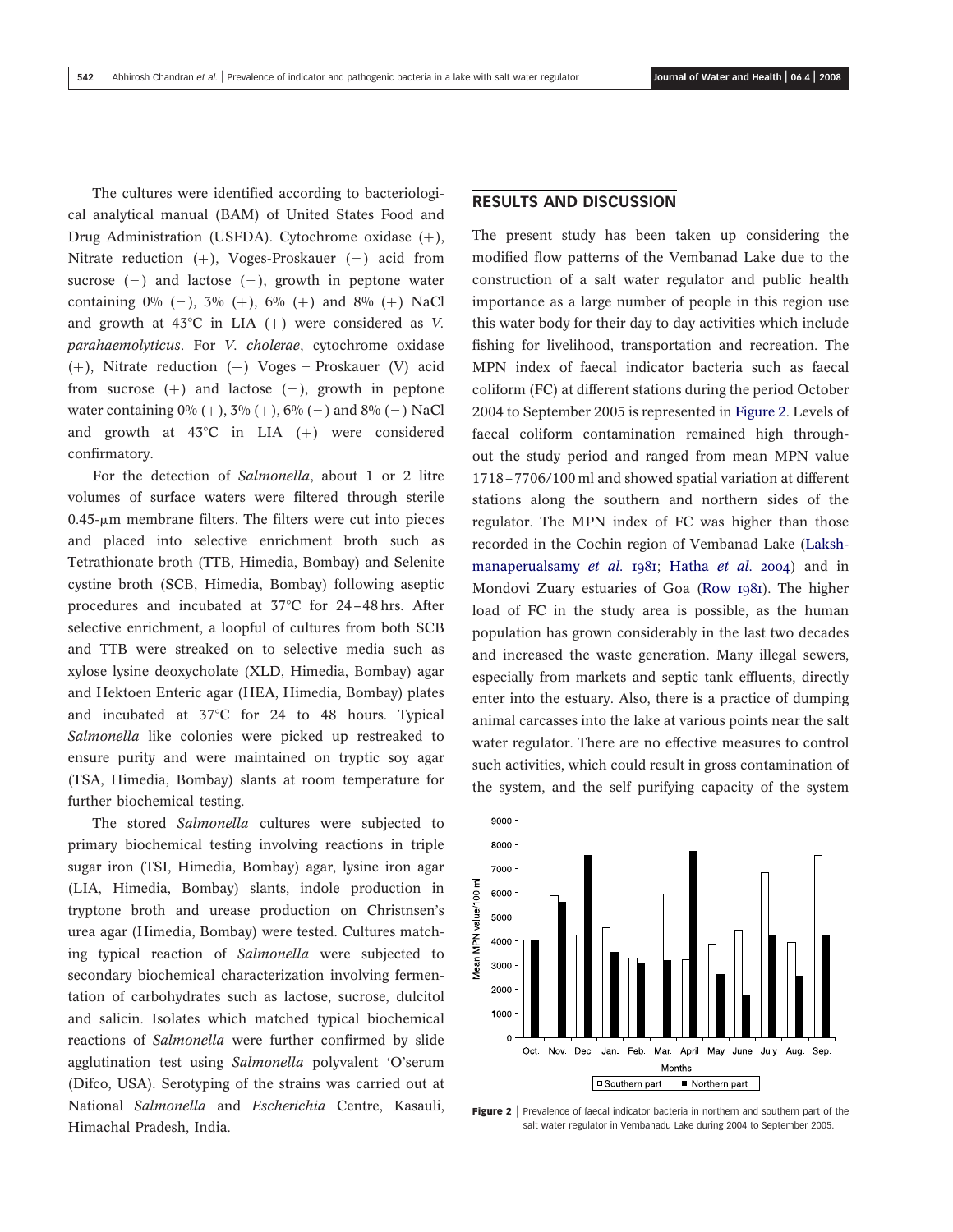The cultures were identified according to bacteriological analytical manual (BAM) of United States Food and Drug Administration (USFDA). Cytochrome oxidase (+), Nitrate reduction (+), Voges-Proskauer (−) acid from sucrose (−) and lactose (−), growth in peptone water containing 0% (−), 3% (+), 6% (+) and 8% (+) NaCl and growth at 43°C in LIA (+) were considered as *V. parahaemolyticus*. For *V. cholerae*, cytochrome oxidase (+), Nitrate reduction (+) Voges − Proskauer (V) acid from sucrose (+) and lactose (−), growth in peptone water containing 0% (+), 3% (+), 6% (−) and 8% (−) NaCl and growth at 37°C in LIA (+) were considered confirmatory.

For the detection of *Salmonella*, about 1 or 2 litre volumes of surface waters were filtered through sterile 0.45-μm membrane filters. The filters were cut into pieces and placed into selective enrichment broth such as Tetrathionate broth (TTB, Himedia, Bombay) and Selenite cystine broth (SCB, Himedia, Bombay) following aseptic procedures and incubated at 37°C for 24–48 hrs. After selective enrichment, a loopful of cultures from both SCB and TTB were streaked on to selective media such as xylose lysine deoxycholate (XLD, Himedia, Bombay) agar and Hektoen Enteric agar (HEA, Himedia, Bombay) plates and incubated at 37°C for 24 to 48 hours. Typical *Salmonella* like colonies were picked up restreaked to ensure purity and were maintained on tryptic soy agar (TSA, Himedia, Bombay) slants at room temperature for further biochemical testing.

The stored *Salmonella* cultures were subjected to primary biochemical testing involving reactions in triple sugar iron (TSI, Himedia, Bombay) agar, lysine iron agar (LIA, Himedia, Bombay) slants, indole production in tryptone broth and urease production on Christnsen's urea agar (Himedia, Bombay) were tested. Cultures matching typical reaction of *Salmonella* were subjected to secondary biochemical characterization involving fermentation of carbohydrates such as lactose, sucrose, dulcitol and salicin. Isolates which matched typical biochemical reactions of *Salmonella* were further confirmed by slide agglutination test using *Salmonella* polyvalent 'O'serum (Difco, USA). Serotyping of the strains was carried out at National *Salmonella* and *Escherichia* Centre, Kasauli, Himachal Pradesh, India.

## RESULTS AND DISCUSSION

The present study has been taken up considering the modified flow patterns of the Vembanad Lake due to the construction of a salt water regulator and public health importance as a large number of people in this region use this water body for their day to day activities which include fishing for livelihood, transportation and recreation. The MPN index of faecal indicator bacteria such as faecal coliform (FC) at different stations during the period October 2004 to September 2005 is represented in Figure 2. Levels of faecal coliform contamination remained high throughout the study period and ranged from mean MPN value 1718–7706/100 ml and showed spatial variation at different stations along the southern and northern sides of the regulator. The MPN index of FC was higher than those recorded in the Cochin region of Vembanad Lake (Lakshmanaperualsamy *et al.* 1981; Hatha *et al.* 2004) and in Mondovi Zuary estuaries of Goa (Row 1981). The higher load of FC in the study area is possible, as the human population has grown considerably in the last two decades and increased the waste generation. Many illegal sewers, especially from markets and septic tank effluents, directly enter into the estuary. Also, there is a practice of dumping animal carcasses into the lake at various points near the salt water regulator. There are no effective measures to control such activities, which could result in gross contamination of the system, and the self purifying capacity of the system

**Figure 2** | Prevalence of faecal indicator bacteria in northern and southern part of the salt water regulator in Vembanadu Lake during 2004 to September 2005.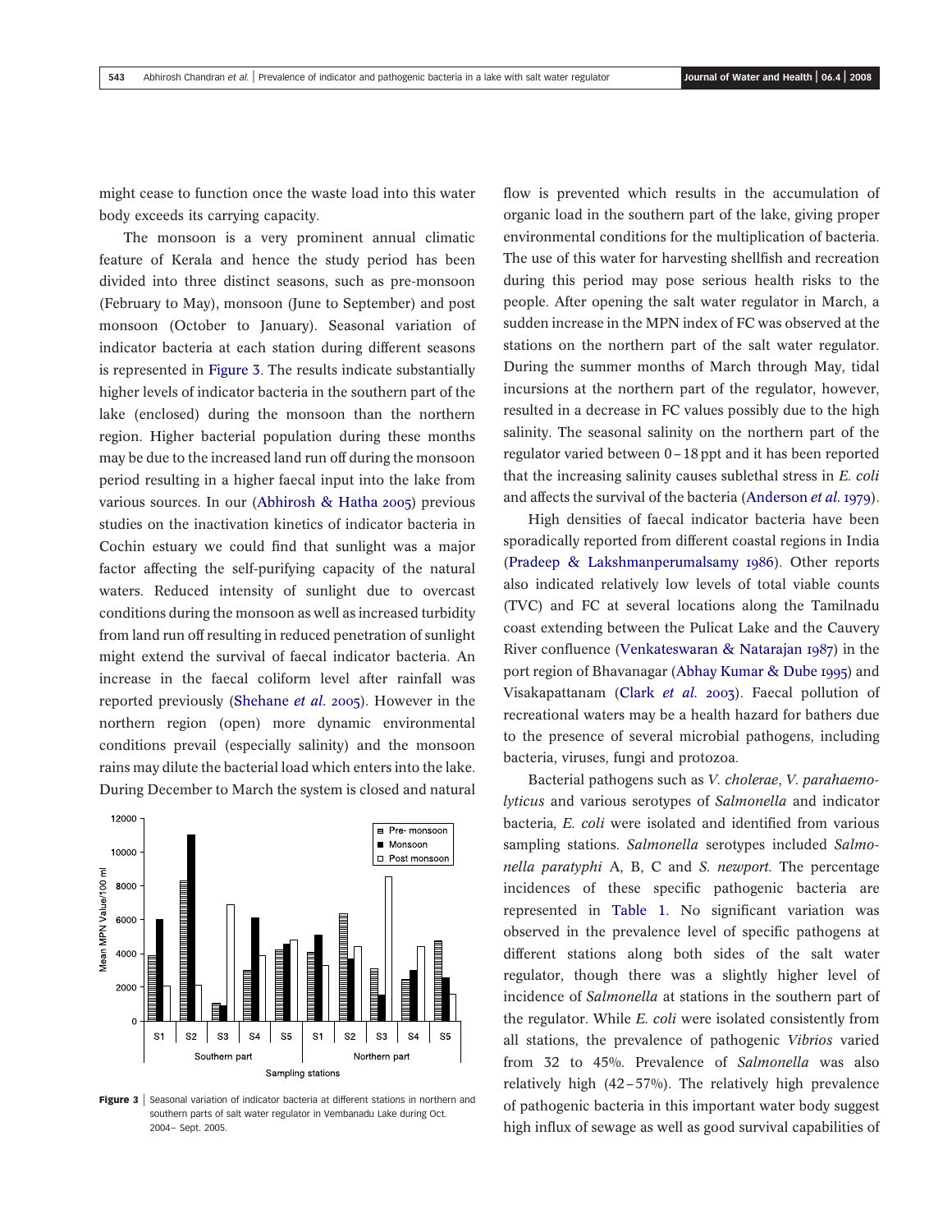might cease to function once the waste load into this water body exceeds its carrying capacity.

The monsoon is a very prominent annual climatic feature of Kerala and hence the study period has been divided into three distinct seasons, such as pre-monsoon (February to May), monsoon (June to September) and post monsoon (October to January). Seasonal variation of indicator bacteria at each station during different seasons is represented in Figure 3. The results indicate substantially higher levels of indicator bacteria in the southern part of the lake (enclosed) during the monsoon than the northern region. Higher bacterial population during these months may be due to the increased land run off during the monsoon period resulting in a higher faecal input into the lake from various sources. In our (Abhirosh & Hatha 2005) previous studies on the inactivation kinetics of indicator bacteria in Cochin estuary we could find that sunlight was a major factor affecting the self-purifying capacity of the natural waters. Reduced intensity of sunlight due to overcast conditions during the monsoon as well as increased turbidity from land run off resulting in reduced penetration of sunlight might extend the survival of faecal indicator bacteria. An increase in the faecal coliform level after rainfall was reported previously (Shehane *et al.* 2005). However in the northern region (open) more dynamic environmental conditions prevail (especially salinity) and the monsoon rains may dilute the bacterial load which enters into the lake. During December to March the system is closed and natural flow is prevented which results in the accumulation of organic load in the southern part of the lake, giving proper environmental conditions for the multiplication of bacteria. The use of this water for harvesting shellfish and recreation during this period may pose serious health risks to the people. After opening the salt water regulator in March, a sudden increase in the MPN index of FC was observed at the stations on the northern part of the salt water regulator. During the summer months of March through May, tidal incursions at the northern part of the regulator, however, resulted in a decrease in FC values possibly due to the high salinity. The seasonal salinity on the northern part of the regulator varied between 0–18 ppt and it has been reported that the increasing salinity causes sublethal stress in *E. coli* and affects the survival of the bacteria (Anderson *et al.* 1979).

**Figure 3** | Seasonal variation of indicator bacteria at different stations in northern and southern parts of salt water regulator in Vembanadu Lake during Oct. 2004– Sept. 2005.

High densities of faecal indicator bacteria have been sporadically reported from different coastal regions in India (Pradeep & Lakshmanperumalsamy 1986). Other reports also indicated relatively low levels of total viable counts (TVC) and FC at several locations along the Tamilnadu coast extending between the Pulicat Lake and the Cauvery River confluence (Venkateswaran & Natarajan 1987) in the port region of Bhavanagar (Abhay Kumar & Dube 1995) and Visakapattanam (Clark *et al.* 2003). Faecal pollution of recreational waters may be a health hazard for bathers due to the presence of several microbial pathogens, including bacteria, viruses, fungi and protozoa.

Bacterial pathogens such as *V. cholerae*, *V. parahaemolyticus* and various serotypes of *Salmonella* and indicator bacteria, *E. coli* were isolated and identified from various sampling stations. *Salmonella* serotypes included *Salmonella paratyphi* A, B, C and *S. newport.* The percentage incidences of these specific pathogenic bacteria are represented in Table 1. No significant variation was observed in the prevalence level of specific pathogens at different stations along both sides of the salt water regulator, though there was a slightly higher level of incidence of *Salmonella* at stations in the southern part of the regulator. While *E. coli* were isolated consistently from all stations, the prevalence of pathogenic *Vibrios* varied from 32 to 45%. Prevalence of *Salmonella* was also relatively high (42–57%). The relatively high prevalence of pathogenic bacteria in this important water body suggest high influx of sewage as well as good survival capabilities of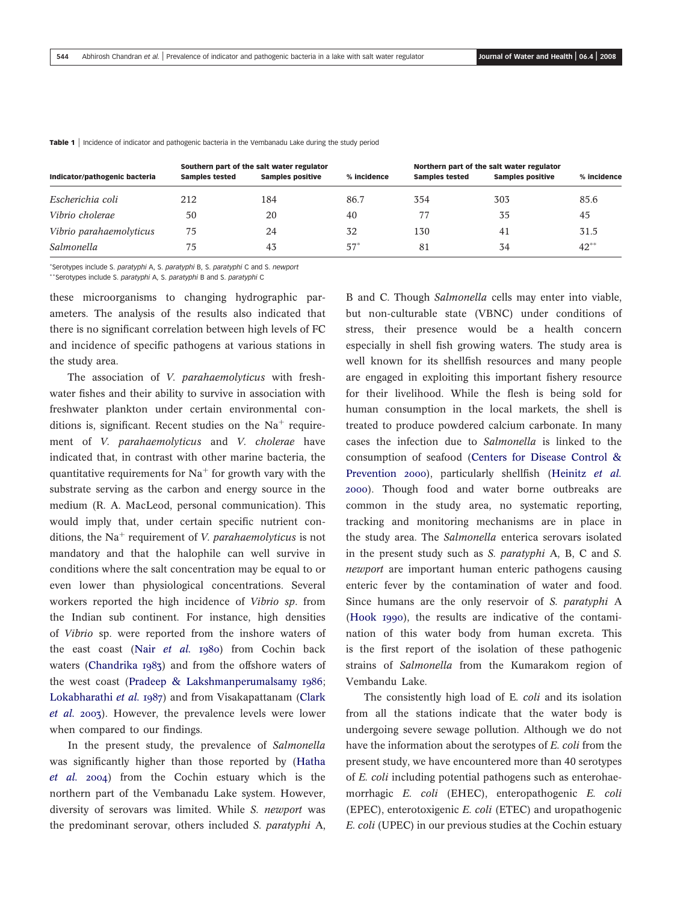**Table 1** | Incidence of indicator and pathogenic bacteria in the Vembanadu Lake during the study period

| Indicator/pathogenic bacteria | Southern part of the salt water regulator | | | Northern part of the salt water regulator | | |
|---|---|---|---|---|---|---|
| | Samples tested | Samples positive | % incidence | Samples tested | Samples positive | % incidence |
| *Escherichia coli* | 212 | 184 | 86.7 | 354 | 303 | 85.6 |
| *Vibrio cholerae* | 50 | 20 | 40 | 77 | 35 | 45 |
| *Vibrio parahaemolyticus* | 75 | 24 | 32 | 130 | 41 | 31.5 |
| *Salmonella* | 75 | 43 | 57* | 81 | 34 | 42** |

*Serotypes include *S. paratyphi* A, *S. paratyphi* B, *S. paratyphi* C and *S. newport*
**Serotypes include *S. paratyphi* A, *S. paratyphi* B and *S. paratyphi* C

these microorganisms to changing hydrographic parameters. The analysis of the results also indicated that there is no significant correlation between high levels of FC and incidence of specific pathogens at various stations in the study area.

The association of *V. parahaemolyticus* with freshwater fishes and their ability to survive in association with freshwater plankton under certain environmental conditions is, significant. Recent studies on the $Na^{+}$ requirement of *V. parahaemolyticus* and *V. cholerae* have indicated that, in contrast with other marine bacteria, the quantitative requirements for $Na^{+}$ for growth vary with the substrate serving as the carbon and energy source in the medium (R. A. MacLeod, personal communication). This would imply that, under certain specific nutrient conditions, the $Na^{+}$ requirement of *V. parahaemolyticus* is not mandatory and that the halophile can well survive in conditions where the salt concentration may be equal to or even lower than physiological concentrations. Several workers reported the high incidence of *Vibrio sp.* from the Indian sub continent. For instance, high densities of *Vibrio* sp. were reported from the inshore waters of the east coast (Nair *et al.* 1980) from Cochin back waters (Chandrika 1983) and from the offshore waters of the west coast (Pradeep & Lakshmanperumalsamy 1986; Lokabharathi *et al.* 1987) and from Visakapattanam (Clark *et al.* 2003). However, the prevalence levels were lower when compared to our findings.

In the present study, the prevalence of *Salmonella* was significantly higher than those reported by (Hatha *et al.* 2004) from the Cochin estuary which is the northern part of the Vembanadu Lake system. However, diversity of serovars was limited. While *S. newport* was the predominant serovar, others included *S. paratyphi* A, B and C. Though *Salmonella* cells may enter into viable, but non-culturable state (VBNC) under conditions of stress, their presence would be a health concern especially in shell fish growing waters. The study area is well known for its shellfish resources and many people are engaged in exploiting this important fishery resource for their livelihood. While the flesh is being sold for human consumption in the local markets, the shell is treated to produce powdered calcium carbonate. In many cases the infection due to *Salmonella* is linked to the consumption of seafood (Centers for Disease Control & Prevention 2000), particularly shellfish (Heinitz *et al.* 2000). Though food and water borne outbreaks are common in the study area, no systematic reporting, tracking and monitoring mechanisms are in place in the study area. The *Salmonella* enterica serovars isolated in the present study such as *S. paratyphi* A, B, C and *S. newport* are important human enteric pathogens causing enteric fever by the contamination of water and food. Since humans are the only reservoir of *S. paratyphi* A (Hook 1990), the results are indicative of the contamination of this water body from human excreta. This is the first report of the isolation of these pathogenic strains of *Salmonella* from the Kumarakom region of Vembandu Lake.

The consistently high load of E. *coli* and its isolation from all the stations indicate that the water body is undergoing severe sewage pollution. Although we do not have the information about the serotypes of *E. coli* from the present study, we have encountered more than 40 serotypes of *E. coli* including potential pathogens such as enterohaemorrhagic *E. coli* (EHEC), enteropathogenic *E. coli* (EPEC), enterotoxigenic *E. coli* (ETEC) and uropathogenic *E. coli* (UPEC) in our previous studies at the Cochin estuary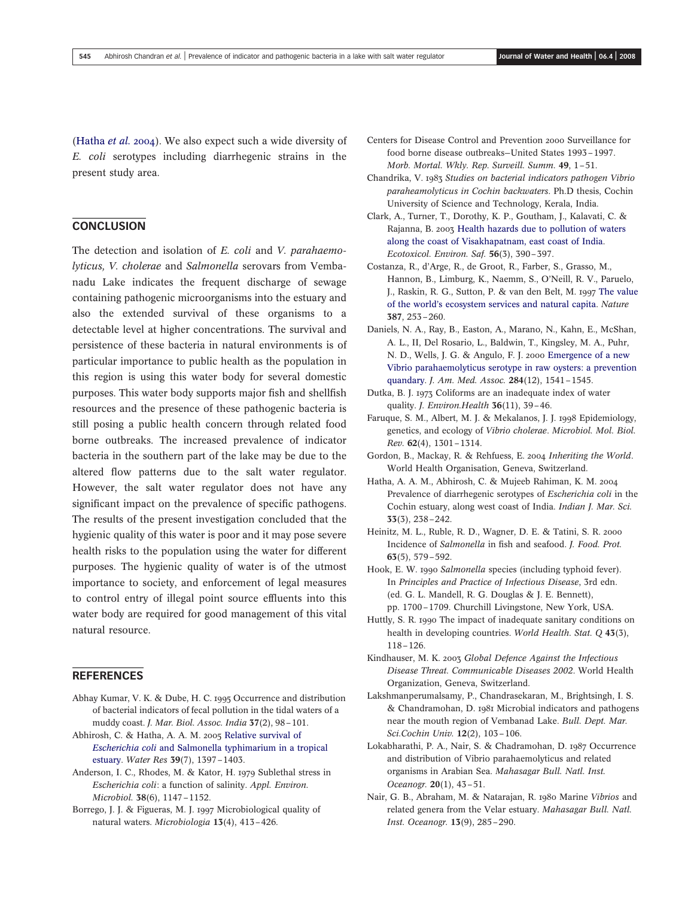(Hatha *et al.* 2004). We also expect such a wide diversity of *E. coli* serotypes including diarrhegenic strains in the present study area.

## CONCLUSION

The detection and isolation of *E. coli* and *V. parahaemolyticus, V. cholerae* and *Salmonella* serovars from Vembanadu Lake indicates the frequent discharge of sewage containing pathogenic microorganisms into the estuary and also the extended survival of these organisms to a detectable level at higher concentrations. The survival and persistence of these bacteria in natural environments is of particular importance to public health as the population in this region is using this water body for several domestic purposes. This water body supports major fish and shellfish resources and the presence of these pathogenic bacteria is still posing a public health concern through related food borne outbreaks. The increased prevalence of indicator bacteria in the southern part of the lake may be due to the altered flow patterns due to the salt water regulator. However, the salt water regulator does not have any significant impact on the prevalence of specific pathogens. The results of the present investigation concluded that the hygienic quality of this water is poor and it may pose severe health risks to the population using the water for different purposes. The hygienic quality of water is of the utmost importance to society, and enforcement of legal measures to control entry of illegal point source effluents into this water body are required for good management of this vital natural resource.

## REFERENCES

Abhay Kumar, V. K. & Dube, H. C. 1995 Occurrence and distribution of bacterial indicators of fecal pollution in the tidal waters of a muddy coast. *J. Mar. Biol. Assoc. India* **37**(2), 98–101.

Abhirosh, C. & Hatha, A. A. M. 2005 Relative survival of *Escherichia coli* and Salmonella typhimarium in a tropical estuary. *Water Res* **39**(7), 1397–1403.

Anderson, I. C., Rhodes, M. & Kator, H. 1979 Sublethal stress in *Escherichia coli*: a function of salinity. *Appl. Environ. Microbiol.* **38**(6), 1147–1152.

Borrego, J. J. & Figueras, M. J. 1997 Microbiological quality of natural waters. *Microbiologia* **13**(4), 413–426.

Centers for Disease Control and Prevention 2000 Surveillance for food borne disease outbreaks–United States 1993–1997. *Morb. Mortal. Wkly. Rep. Surveill. Summ.* **49**, 1–51.

Chandrika, V. 1983 *Studies on bacterial indicators pathogen Vibrio paraheamolyticus in Cochin backwaters*. Ph.D thesis, Cochin University of Science and Technology, Kerala, India.

Clark, A., Turner, T., Dorothy, K. P., Goutham, J., Kalavati, C. & Rajanna, B. 2003 Health hazards due to pollution of waters along the coast of Visakhapatnam, east coast of India. *Ecotoxicol. Environ. Saf.* **56**(3), 390–397.

Costanza, R., d'Arge, R., de Groot, R., Farber, S., Grasso, M., Hannon, B., Limburg, K., Naemm, S., O'Neill, R. V., Paruelo, J., Raskin, R. G., Sutton, P. & van den Belt, M. 1997 The value of the world's ecosystem services and natural capita. *Nature* **387**, 253–260.

Daniels, N. A., Ray, B., Easton, A., Marano, N., Kahn, E., McShan, A. L., II, Del Rosario, L., Baldwin, T., Kingsley, M. A., Puhr, N. D., Wells, J. G. & Angulo, F. J. 2000 Emergence of a new Vibrio parahaemolyticus serotype in raw oysters: a prevention quandary. *J. Am. Med. Assoc.* **284**(12), 1541–1545.

Dutka, B. J. 1973 Coliforms are an inadequate index of water quality. *J. Environ.Health* **36**(11), 39–46.

Faruque, S. M., Albert, M. J. & Mekalanos, J. J. 1998 Epidemiology, genetics, and ecology of *Vibrio cholerae*. *Microbiol. Mol. Biol. Rev.* **62**(4), 1301–1314.

Gordon, B., Mackay, R. & Rehfuess, E. 2004 *Inheriting the World*. World Health Organisation, Geneva, Switzerland.

Hatha, A. A. M., Abhirosh, C. & Mujeeb Rahiman, K. M. 2004 Prevalence of diarrhegenic serotypes of *Escherichia coli* in the Cochin estuary, along west coast of India. *Indian J. Mar. Sci.* **33**(3), 238–242.

Heinitz, M. L., Ruble, R. D., Wagner, D. E. & Tatini, S. R. 2000 Incidence of *Salmonella* in fish and seafood. *J. Food. Prot.* **63**(5), 579–592.

Hook, E. W. 1990 *Salmonella* species (including typhoid fever). In *Principles and Practice of Infectious Disease*, 3rd edn. (ed. G. L. Mandell, R. G. Douglas & J. E. Bennett), pp. 1700–1709. Churchill Livingstone, New York, USA.

Huttly, S. R. 1990 The impact of inadequate sanitary conditions on health in developing countries. *World Health. Stat. Q* **43**(3), 118–126.

Kindhauser, M. K. 2003 *Global Defence Against the Infectious Disease Threat. Communicable Diseases 2002*. World Health Organization, Geneva, Switzerland.

Lakshmanperumalsamy, P., Chandrasekaran, M., Brightsingh, I. S. & Chandramohan, D. 1981 Microbial indicators and pathogens near the mouth region of Vembanad Lake. *Bull. Dept. Mar. Sci.Cochin Univ.* **12**(2), 103–106.

Lokabharathi, P. A., Nair, S. & Chadramohan, D. 1987 Occurrence and distribution of Vibrio parahaemolyticus and related organisms in Arabian Sea. *Mahasagar Bull. Natl. Inst. Oceanogr.* **20**(1), 43–51.

Nair, G. B., Abraham, M. & Natarajan, R. 1980 Marine *Vibrios* and related genera from the Velar estuary. *Mahasagar Bull. Natl. Inst. Oceanogr.* **13**(9), 285–290.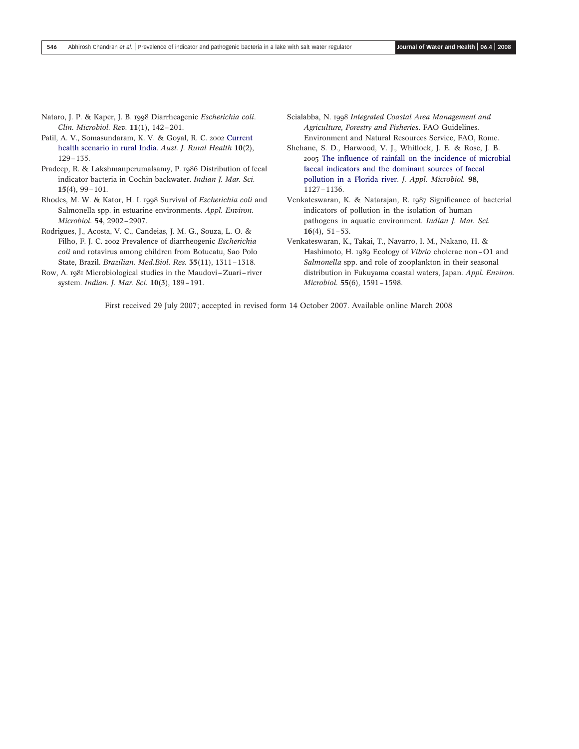Nataro, J. P. & Kaper, J. B. 1998 Diarrheagenic *Escherichia coli*. *Clin. Microbiol. Rev.* **11**(1), 142–201.

Patil, A. V., Somasundaram, K. V. & Goyal, R. C. 2002 Current health scenario in rural India. *Aust. J. Rural Health* **10**(2), 129–135.

Pradeep, R. & Lakshmanperumalsamy, P. 1986 Distribution of fecal indicator bacteria in Cochin backwater. *Indian J. Mar. Sci.* **15**(4), 99–101.

Rhodes, M. W. & Kator, H. I. 1998 Survival of *Escherichia coli* and Salmonella spp. in estuarine environments. *Appl. Environ. Microbiol.* **54**, 2902–2907.

Rodrigues, J., Acosta, V. C., Candeias, J. M. G., Souza, L. O. & Filho, F. J. C. 2002 Prevalence of diarrheogenic *Escherichia coli* and rotavirus among children from Botucatu, Sao Polo State, Brazil. *Brazilian. Med.Biol. Res.* **35**(11), 1311–1318.

Row, A. 1981 Microbiological studies in the Maudovi–Zuari–river system. *Indian. J. Mar. Sci.* **10**(3), 189–191.

Scialabba, N. 1998 *Integrated Coastal Area Management and Agriculture, Forestry and Fisheries*. FAO Guidelines. Environment and Natural Resources Service, FAO, Rome.

Shehane, S. D., Harwood, V. J., Whitlock, J. E. & Rose, J. B. 2005 The influence of rainfall on the incidence of microbial faecal indicators and the dominant sources of faecal pollution in a Florida river. *J. Appl. Microbiol.* **98**, 1127–1136.

Venkateswaran, K. & Natarajan, R. 1987 Significance of bacterial indicators of pollution in the isolation of human pathogens in aquatic environment. *Indian J. Mar. Sci.* **16**(4), 51–53.

Venkateswaran, K., Takai, T., Navarro, I. M., Nakano, H. & Hashimoto, H. 1989 Ecology of *Vibrio* cholerae non–O1 and *Salmonella* spp. and role of zooplankton in their seasonal distribution in Fukuyama coastal waters, Japan. *Appl. Environ. Microbiol.* **55**(6), 1591–1598.

First received 29 July 2007; accepted in revised form 14 October 2007. Available online March 2008